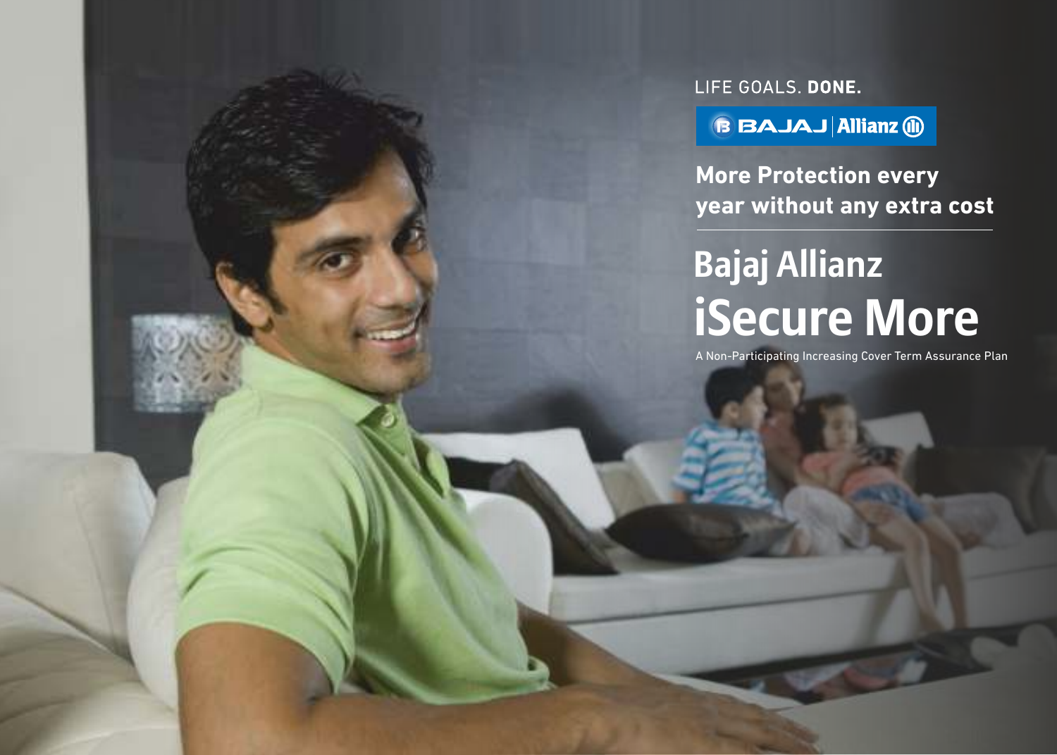LIFE GOALS. **DONE.**

BAJAJ | Allianz

**More Protection every year without any extra cost**

# Bajaj Allianz iSecure More

A Non-Participating Increasing Cover Term Assurance Plan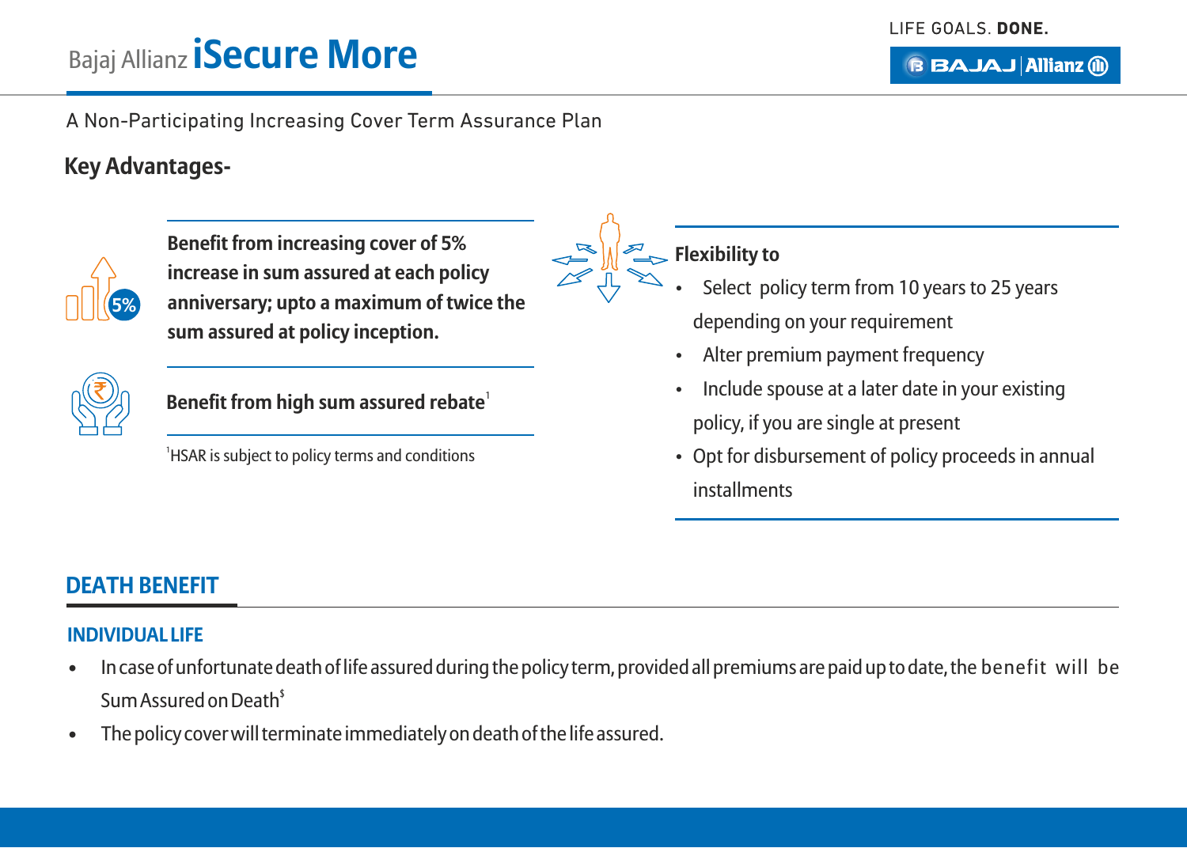# Bajaj Allianz iSecure More

A Non-Participating Increasing Cover Term Assurance Plan

## Key Advantages-

**Benefit from increasing cover of 5% increase in sum assured at each policy anniversary; upto a maximum of twice the sum assured at policy inception.**

**Benefit from high sum assured rebate[1]**

[1]HSAR is subject to policy terms and conditions

**Flexibility to**

- Select policy term from 10 years to 25 years depending on your requirement
- Alter premium payment frequency
- Include spouse at a later date in your existing policy, if you are single at present
- Opt for disbursement of policy proceeds in annual installments

## DEATH BENEFIT

### INDIVIDUAL LIFE

- In case of unfortunate death of life assured during the policy term, provided all premiums are paid up to date, the benefit will be Sum Assured on Death[$]
- The policy cover will terminate immediately on death of the life assured.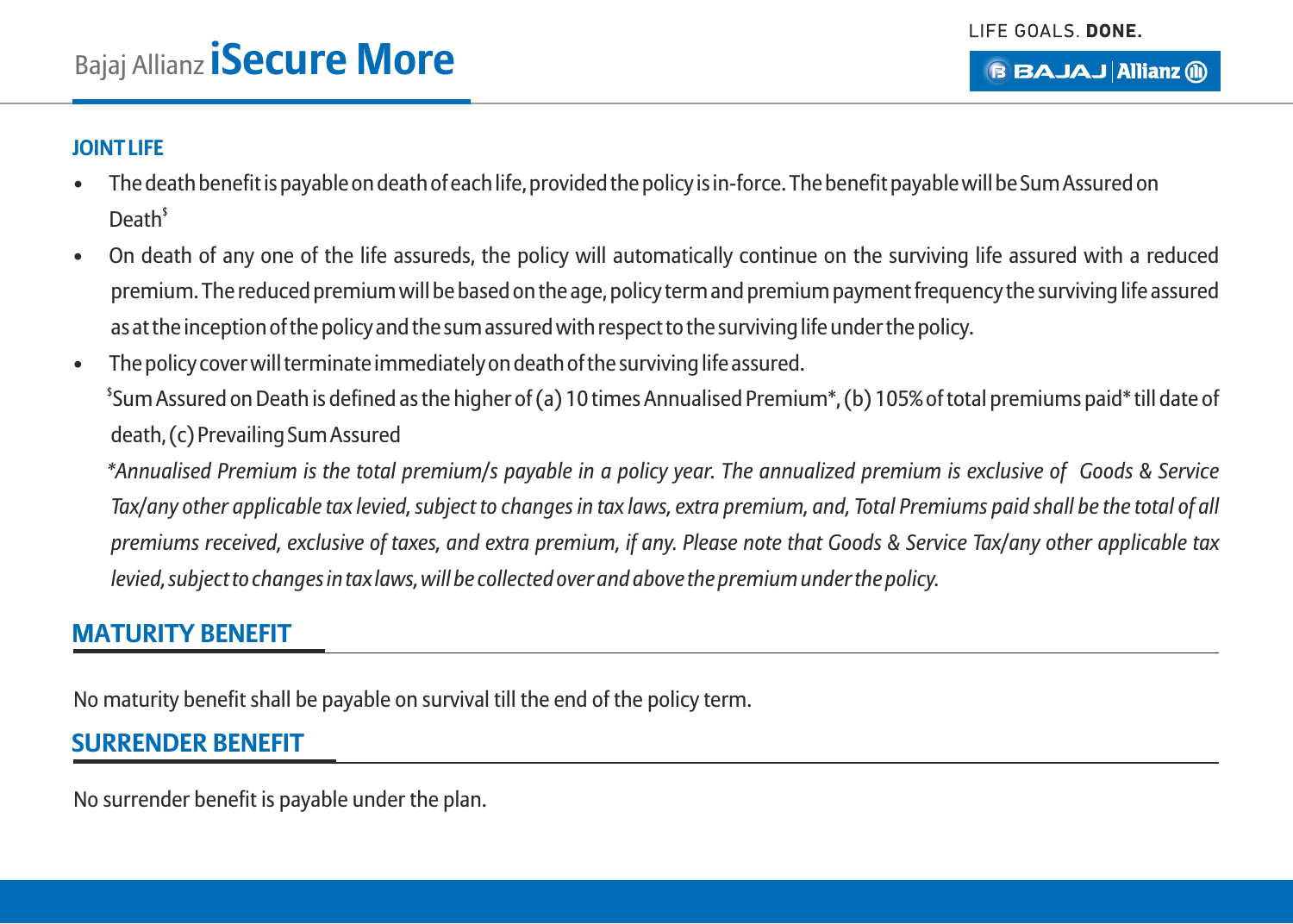### JOINT LIFE

- The death benefit is payable on death of each life, provided the policy is in-force. The benefit payable will be Sum Assured on Death$
- On death of any one of the life assureds, the policy will automatically continue on the surviving life assured with a reduced premium. The reduced premium will be based on the age, policy term and premium payment frequency the surviving life assured as at the inception of the policy and the sum assured with respect to the surviving life under the policy.
- The policy cover will terminate immediately on death of the surviving life assured.

  $Sum Assured on Death is defined as the higher of (a) 10 times Annualised Premium*, (b) 105% of total premiums paid* till date of death, (c) Prevailing Sum Assured

  *\*Annualised Premium is the total premium/s payable in a policy year. The annualized premium is exclusive of Goods & Service Tax/any other applicable tax levied, subject to changes in tax laws, extra premium, and, Total Premiums paid shall be the total of all premiums received, exclusive of taxes, and extra premium, if any. Please note that Goods & Service Tax/any other applicable tax levied, subject to changes in tax laws, will be collected over and above the premium under the policy.*

## MATURITY BENEFIT

No maturity benefit shall be payable on survival till the end of the policy term.

## SURRENDER BENEFIT

No surrender benefit is payable under the plan.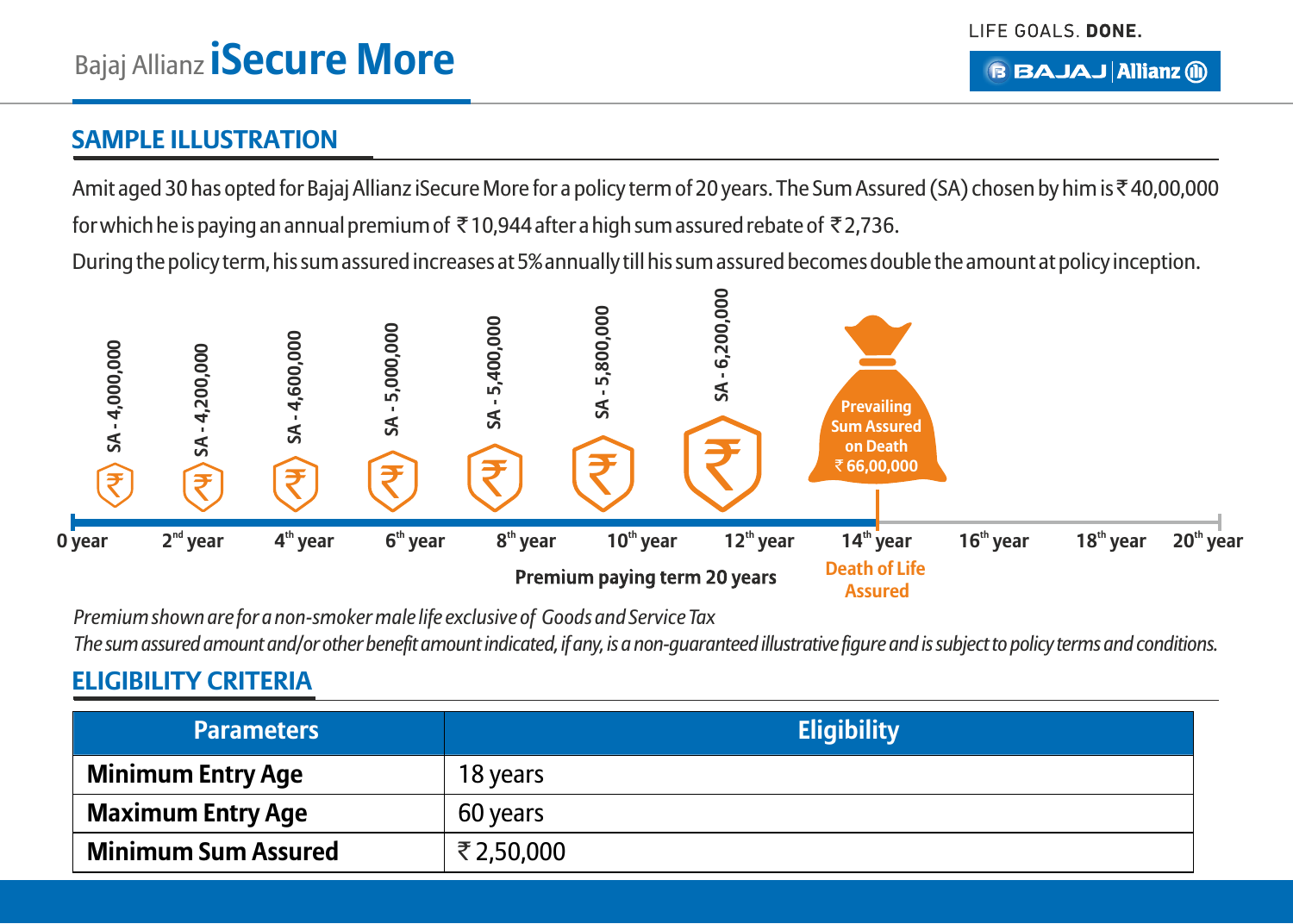## SAMPLE ILLUSTRATION

Amit aged 30 has opted for Bajaj Allianz iSecure More for a policy term of 20 years. The Sum Assured (SA) chosen by him is ₹40,00,000 for which he is paying an annual premium of ₹10,944 after a high sum assured rebate of ₹2,736.

During the policy term, his sum assured increases at 5% annually till his sum assured becomes double the amount at policy inception.

| Year | Sum Assured |
|---|---|
| 0 year | SA - 4,000,000 |
| 2nd year | SA - 4,200,000 |
| 4th year | SA - 4,600,000 |
| 6th year | SA - 5,000,000 |
| 8th year | SA - 5,400,000 |
| 10th year | SA - 5,800,000 |
| 12th year | SA - 6,200,000 |
| 14th year (Death of Life Assured) | Prevailing Sum Assured on Death ₹66,00,000 |
| 16th year | |
| 18th year | |
| 20th year | |

Premium paying term 20 years

*Premium shown are for a non-smoker male life exclusive of Goods and Service Tax*

*The sum assured amount and/or other benefit amount indicated, if any, is a non-guaranteed illustrative figure and is subject to policy terms and conditions.*

## ELIGIBILITY CRITERIA

| Parameters | Eligibility |
|---|---|
| **Minimum Entry Age** | 18 years |
| **Maximum Entry Age** | 60 years |
| **Minimum Sum Assured** | ₹2,50,000 |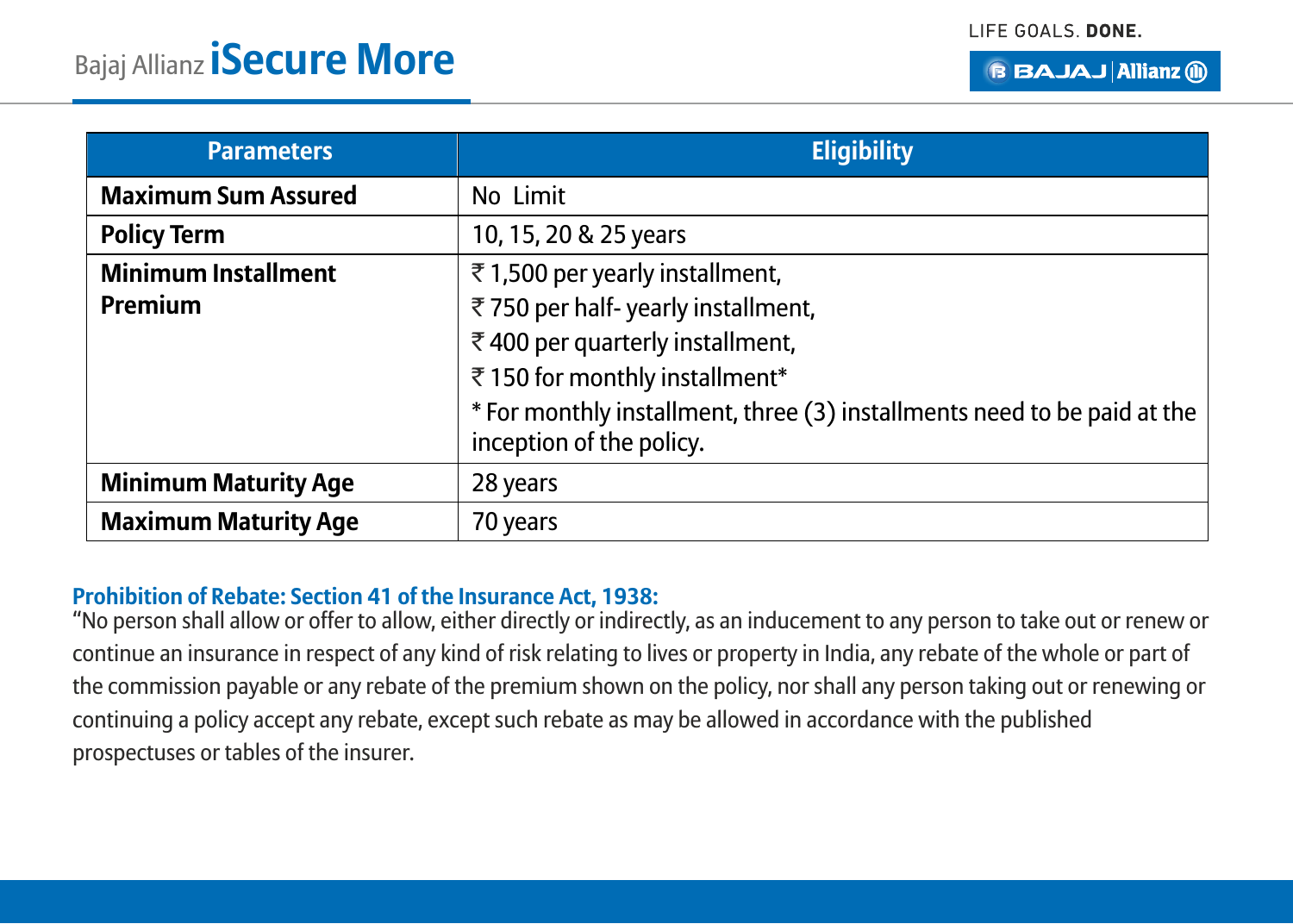| Parameters | Eligibility |
|---|---|
| **Maximum Sum Assured** | No Limit |
| **Policy Term** | 10, 15, 20 & 25 years |
| **Minimum Installment Premium** | ₹ 1,500 per yearly installment,<br>₹ 750 per half- yearly installment,<br>₹ 400 per quarterly installment,<br>₹ 150 for monthly installment*<br>* For monthly installment, three (3) installments need to be paid at the inception of the policy. |
| **Minimum Maturity Age** | 28 years |
| **Maximum Maturity Age** | 70 years |

**Prohibition of Rebate: Section 41 of the Insurance Act, 1938:**

"No person shall allow or offer to allow, either directly or indirectly, as an inducement to any person to take out or renew or continue an insurance in respect of any kind of risk relating to lives or property in India, any rebate of the whole or part of the commission payable or any rebate of the premium shown on the policy, nor shall any person taking out or renewing or continuing a policy accept any rebate, except such rebate as may be allowed in accordance with the published prospectuses or tables of the insurer.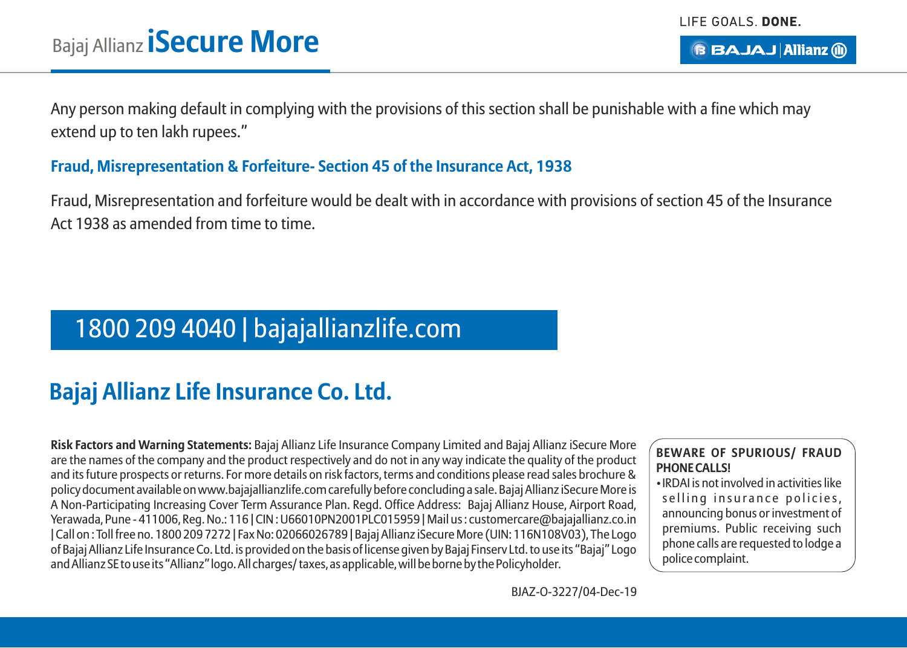Any person making default in complying with the provisions of this section shall be punishable with a fine which may extend up to ten lakh rupees."

### Fraud, Misrepresentation & Forfeiture- Section 45 of the Insurance Act, 1938

Fraud, Misrepresentation and forfeiture would be dealt with in accordance with provisions of section 45 of the Insurance Act 1938 as amended from time to time.

**1800 209 4040 | bajajallianzlife.com**

## Bajaj Allianz Life Insurance Co. Ltd.

**Risk Factors and Warning Statements:** Bajaj Allianz Life Insurance Company Limited and Bajaj Allianz iSecure More are the names of the company and the product respectively and do not in any way indicate the quality of the product and its future prospects or returns. For more details on risk factors, terms and conditions please read sales brochure & policy document available on www.bajajallianzlife.com carefully before concluding a sale. Bajaj Allianz iSecure More is A Non-Participating Increasing Cover Term Assurance Plan. Regd. Office Address: Bajaj Allianz House, Airport Road, Yerawada, Pune - 411006, Reg. No.: 116 | CIN : U66010PN2001PLC015959 | Mail us : customercare@bajajallianz.co.in | Call on : Toll free no. 1800 209 7272 | Fax No: 02066026789 | Bajaj Allianz iSecure More (UIN: 116N108V03), The Logo of Bajaj Allianz Life Insurance Co. Ltd. is provided on the basis of license given by Bajaj Finserv Ltd. to use its "Bajaj" Logo and Allianz SE to use its "Allianz" logo. All charges/ taxes, as applicable, will be borne by the Policyholder.

**BEWARE OF SPURIOUS/ FRAUD PHONE CALLS!**

- IRDAI is not involved in activities like selling insurance policies, announcing bonus or investment of premiums. Public receiving such phone calls are requested to lodge a police complaint.

BJAZ-O-3227/04-Dec-19